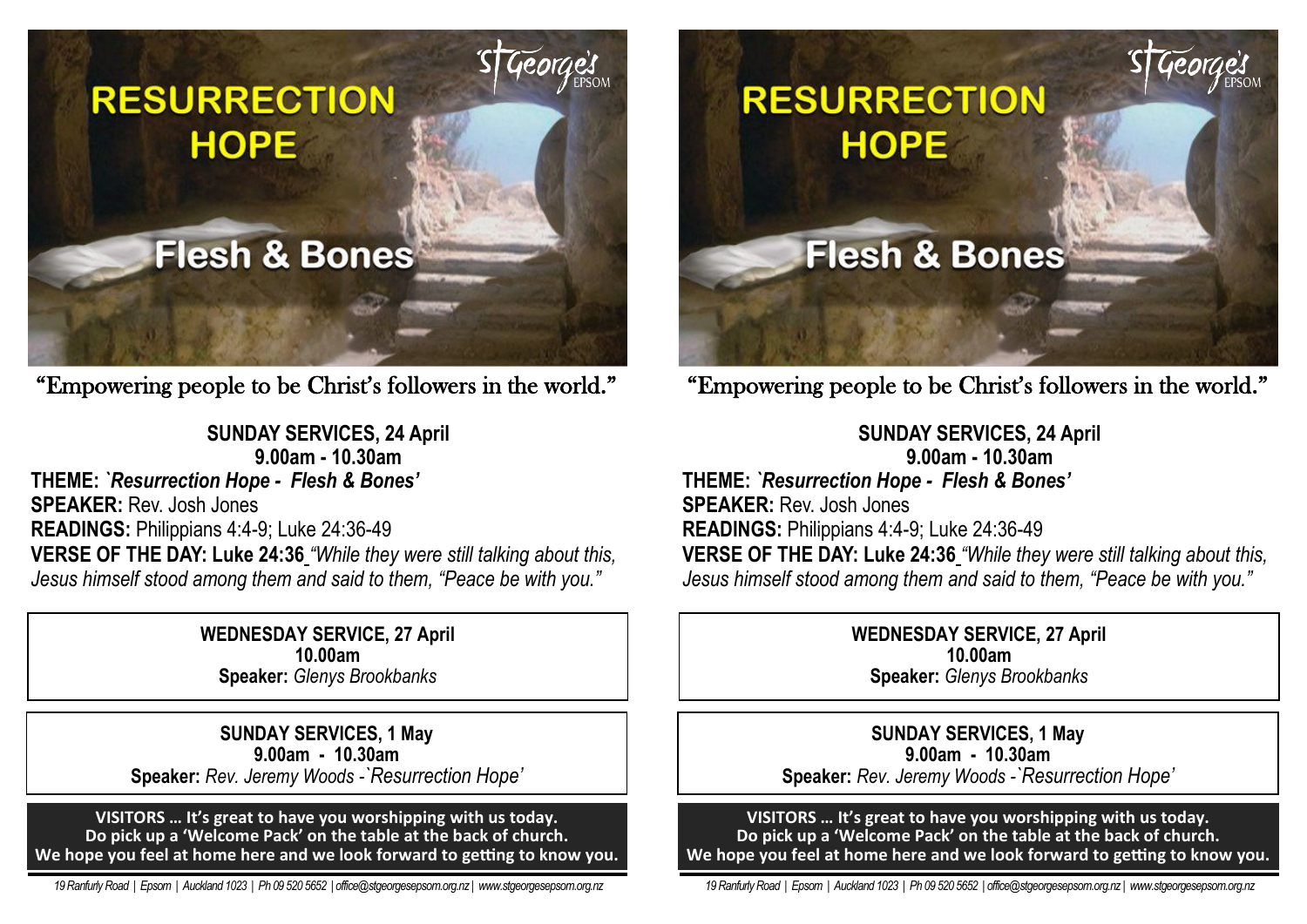# RESURRECTION HOPE

## Flesh & Bones

St George's EPSOM

"Empowering people to be Christ's followers in the world."

**SUNDAY SERVICES, 24 April**
**9.00am - 10.30am**

**THEME:** *`Resurrection Hope - Flesh & Bones'*

**SPEAKER:** Rev. Josh Jones

**READINGS:** Philippians 4:4-9; Luke 24:36-49

**VERSE OF THE DAY: Luke 24:36** *"While they were still talking about this, Jesus himself stood among them and said to them, "Peace be with you."*

**WEDNESDAY SERVICE, 27 April**
**10.00am**
**Speaker:** *Glenys Brookbanks*

**SUNDAY SERVICES, 1 May**
**9.00am - 10.30am**
**Speaker:** *Rev. Jeremy Woods -`Resurrection Hope'*

**VISITORS … It's great to have you worshipping with us today. Do pick up a 'Welcome Pack' on the table at the back of church. We hope you feel at home here and we look forward to getting to know you.**

*19 Ranfurly Road | Epsom | Auckland 1023 | Ph 09 520 5652 | office@stgeorgesepsom.org.nz | www.stgeorgesepsom.org.nz*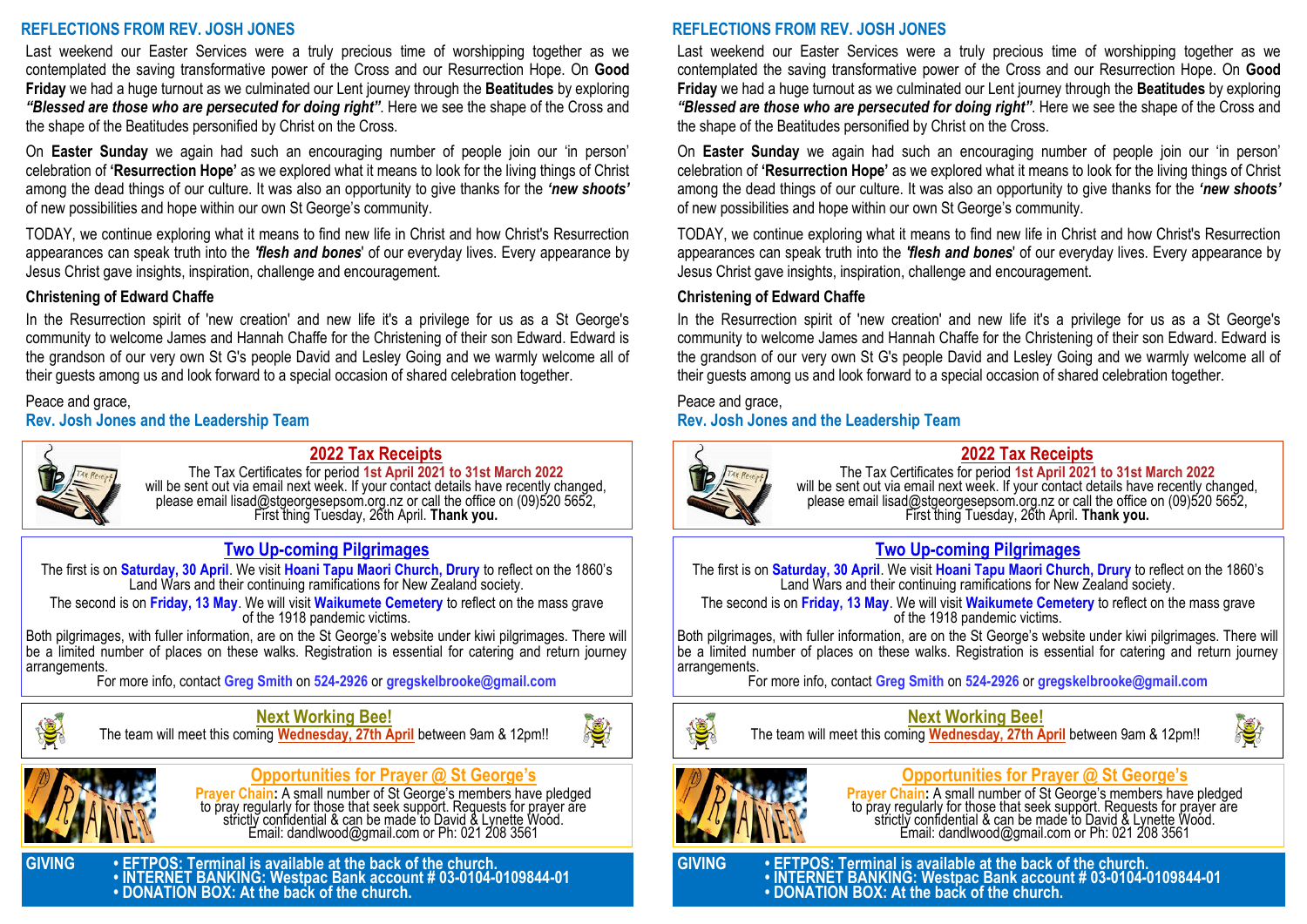## REFLECTIONS FROM REV. JOSH JONES

Last weekend our Easter Services were a truly precious time of worshipping together as we contemplated the saving transformative power of the Cross and our Resurrection Hope. On **Good Friday** we had a huge turnout as we culminated our Lent journey through the **Beatitudes** by exploring ***"Blessed are those who are persecuted for doing right"***. Here we see the shape of the Cross and the shape of the Beatitudes personified by Christ on the Cross.

On **Easter Sunday** we again had such an encouraging number of people join our 'in person' celebration of **'Resurrection Hope'** as we explored what it means to look for the living things of Christ among the dead things of our culture. It was also an opportunity to give thanks for the ***'new shoots'*** of new possibilities and hope within our own St George's community.

TODAY, we continue exploring what it means to find new life in Christ and how Christ's Resurrection appearances can speak truth into the ***'flesh and bones'*** of our everyday lives. Every appearance by Jesus Christ gave insights, inspiration, challenge and encouragement.

**Christening of Edward Chaffe**

In the Resurrection spirit of 'new creation' and new life it's a privilege for us as a St George's community to welcome James and Hannah Chaffe for the Christening of their son Edward. Edward is the grandson of our very own St G's people David and Lesley Going and we warmly welcome all of their guests among us and look forward to a special occasion of shared celebration together.

Peace and grace,
**Rev. Josh Jones and the Leadership Team**

### 2022 Tax Receipts

The Tax Certificates for period **1st April 2021 to 31st March 2022** will be sent out via email next week. If your contact details have recently changed, please email lisad@stgeorgesepsom.org.nz or call the office on (09)520 5652, First thing Tuesday, 26th April. **Thank you.**

### Two Up-coming Pilgrimages

The first is on **Saturday, 30 April**. We visit **Hoani Tapu Maori Church, Drury** to reflect on the 1860's Land Wars and their continuing ramifications for New Zealand society.

The second is on **Friday, 13 May**. We will visit **Waikumete Cemetery** to reflect on the mass grave of the 1918 pandemic victims.

Both pilgrimages, with fuller information, are on the St George's website under kiwi pilgrimages. There will be a limited number of places on these walks. Registration is essential for catering and return journey arrangements.

For more info, contact **Greg Smith** on **524-2926** or **gregskelbrooke@gmail.com**

### Next Working Bee!

The team will meet this coming **Wednesday, 27th April** between 9am & 12pm!!

### Opportunities for Prayer @ St George's

**Prayer Chain:** A small number of St George's members have pledged to pray regularly for those that seek support. Requests for prayer are strictly confidential & can be made to David & Lynette Wood. Email: dandlwood@gmail.com or Ph: 021 208 3561

**GIVING**
- **EFTPOS: Terminal is available at the back of the church.**
- **INTERNET BANKING: Westpac Bank account # 03-0104-0109844-01**
- **DONATION BOX: At the back of the church.**

## REFLECTIONS FROM REV. JOSH JONES

Last weekend our Easter Services were a truly precious time of worshipping together as we contemplated the saving transformative power of the Cross and our Resurrection Hope. On **Good Friday** we had a huge turnout as we culminated our Lent journey through the **Beatitudes** by exploring ***"Blessed are those who are persecuted for doing right"***. Here we see the shape of the Cross and the shape of the Beatitudes personified by Christ on the Cross.

On **Easter Sunday** we again had such an encouraging number of people join our 'in person' celebration of **'Resurrection Hope'** as we explored what it means to look for the living things of Christ among the dead things of our culture. It was also an opportunity to give thanks for the ***'new shoots'*** of new possibilities and hope within our own St George's community.

TODAY, we continue exploring what it means to find new life in Christ and how Christ's Resurrection appearances can speak truth into the ***'flesh and bones'*** of our everyday lives. Every appearance by Jesus Christ gave insights, inspiration, challenge and encouragement.

**Christening of Edward Chaffe**

In the Resurrection spirit of 'new creation' and new life it's a privilege for us as a St George's community to welcome James and Hannah Chaffe for the Christening of their son Edward. Edward is the grandson of our very own St G's people David and Lesley Going and we warmly welcome all of their guests among us and look forward to a special occasion of shared celebration together.

Peace and grace,
**Rev. Josh Jones and the Leadership Team**

### 2022 Tax Receipts

The Tax Certificates for period **1st April 2021 to 31st March 2022** will be sent out via email next week. If your contact details have recently changed, please email lisad@stgeorgesepsom.org.nz or call the office on (09)520 5652, First thing Tuesday, 26th April. **Thank you.**

### Two Up-coming Pilgrimages

The first is on **Saturday, 30 April**. We visit **Hoani Tapu Maori Church, Drury** to reflect on the 1860's Land Wars and their continuing ramifications for New Zealand society.

The second is on **Friday, 13 May**. We will visit **Waikumete Cemetery** to reflect on the mass grave of the 1918 pandemic victims.

Both pilgrimages, with fuller information, are on the St George's website under kiwi pilgrimages. There will be a limited number of places on these walks. Registration is essential for catering and return journey arrangements.

For more info, contact **Greg Smith** on **524-2926** or **gregskelbrooke@gmail.com**

### Next Working Bee!

The team will meet this coming **Wednesday, 27th April** between 9am & 12pm!!

### Opportunities for Prayer @ St George's

**Prayer Chain:** A small number of St George's members have pledged to pray regularly for those that seek support. Requests for prayer are strictly confidential & can be made to David & Lynette Wood. Email: dandlwood@gmail.com or Ph: 021 208 3561

**GIVING**
- **EFTPOS: Terminal is available at the back of the church.**
- **INTERNET BANKING: Westpac Bank account # 03-0104-0109844-01**
- **DONATION BOX: At the back of the church.**